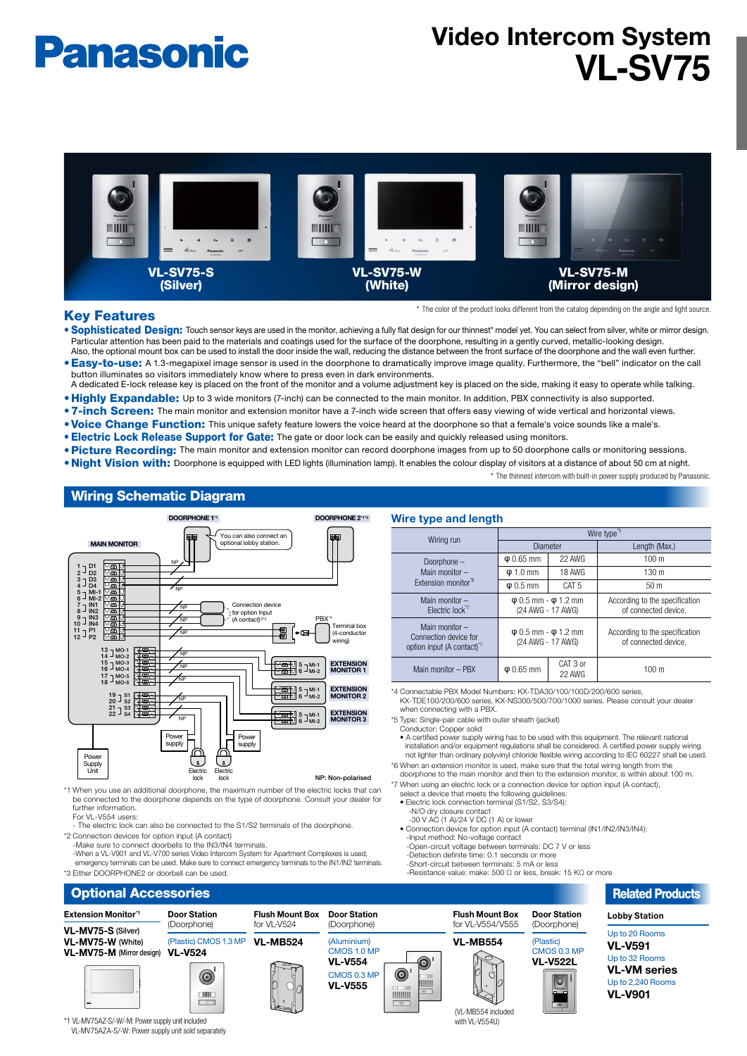# Panasonic

# Video Intercom System VL-SV75

**VL-SV75-S (Silver)** | **VL-SV75-W (White)** | **VL-SV75-M (Mirror design)**

\* The color of the product looks different from the catalog depending on the angle and light source.

## Key Features

- **Sophisticated Design:** Touch sensor keys are used in the monitor, achieving a fully flat design for our thinnest* model yet. You can select from silver, white or mirror design. Particular attention has been paid to the materials and coatings used for the surface of the doorphone, resulting in a gently curved, metallic-looking design. Also, the optional mount box can be used to install the door inside the wall, reducing the distance between the front surface of the doorphone and the wall even further.
- **Easy-to-use:** A 1.3-megapixel image sensor is used in the doorphone to dramatically improve image quality. Furthermore, the "bell" indicator on the call button illuminates so visitors immediately know where to press even in dark environments. A dedicated E-lock release key is placed on the front of the monitor and a volume adjustment key is placed on the side, making it easy to operate while talking.
- **Highly Expandable:** Up to 3 wide monitors (7-inch) can be connected to the main monitor. In addition, PBX connectivity is also supported.
- **7-inch Screen:** The main monitor and extension monitor have a 7-inch wide screen that offers easy viewing of wide vertical and horizontal views.
- **Voice Change Function:** This unique safety feature lowers the voice heard at the doorphone so that a female's voice sounds like a male's.
- **Electric Lock Release Support for Gate:** The gate or door lock can be easily and quickly released using monitors.
- **Picture Recording:** The main monitor and extension monitor can record doorphone images from up to 50 doorphone calls or monitoring sessions.
- **Night Vision with:** Doorphone is equipped with LED lights (illumination lamp). It enables the colour display of visitors at a distance of about 50 cm at night.

\* The thinnest intercom with built-in power supply produced by Panasonic.

## Wiring Schematic Diagram

MAIN MONITOR: 1 D1, 2 D2, 3 D3, 4 D4, 5 MI-1, 6 MI-2, 7 IN1, 8 IN2, 9 IN3, 10 IN4, 11 P1, 12 P2, 13 MO-1, 14 MO-2, 15 MO-3, 16 MO-4, 17 MO-5, 18 MO-6, 19 S1, 20 S2, 21 S3, 22 S4

DOORPHONE 1[*1] — You can also connect an optional lobby station.
DOORPHONE 2[*1*3]

Connection device for option Input (A contact)[*2*3]

PBX[*4] — Terminal box (4-conductor wiring)

EXTENSION MONITOR 1 (5 MI-1, 6 MI-2)
EXTENSION MONITOR 2 (5 MI-1, 6 MI-2)
EXTENSION MONITOR 3 (5 MI-1, 6 MI-2)

Power Supply Unit — Power supply — Electric lock — Power supply — Electric lock

NP: Non-polarised

*1 When you use an additional doorphone, the maximum number of the electric locks that can be connected to the doorphone depends on the type of doorphone. Consult your dealer for further information.
For VL-V554 users:
- The electric lock can also be connected to the S1/S2 terminals of the doorphone.

*2 Connection devices for option input (A contact)
-Make sure to connect doorbells to the IN3/IN4 terminals.
-When a VL-V901 and VL-V700 series Video Intercom System for Apartment Complexes is used, emergency terminals can be used. Make sure to connect emergency terminals to the IN1/IN2 terminals.

*3 Either DOORPHONE2 or doorbell can be used.

### Wire type and length

| Wiring run | Wire type[*5] | | |
|---|---|---|---|
| | Diameter | | Length (Max.) |
| Doorphone – Main monitor – Extension monitor[*6] | φ 0.65 mm | 22 AWG | 100 m |
| | φ 1.0 mm | 18 AWG | 130 m |
| | φ 0.5 mm | CAT 5 | 50 m |
| Main monitor – Electric lock[*7] | φ 0.5 mm - φ 1.2 mm (24 AWG - 17 AWG) | | According to the specification of connected device. |
| Main monitor – Connection device for option input (A contact)[*7] | φ 0.5 mm - φ 1.2 mm (24 AWG - 17 AWG) | | According to the specification of connected device. |
| Main monitor – PBX | φ 0.65 mm | CAT 3 or 22 AWG | 100 m |

*4 Connectable PBX Model Numbers: KX-TDA30/100/100D/200/600 series, KX-TDE100/200/600 series, KX-NS300/500/700/1000 series. Please consult your dealer when connecting with a PBX.

*5 Type: Single-pair cable with outer sheath (jacket)
Conductor: Copper solid
- A certified power supply wiring has to be used with this equipment. The relevant national installation and/or equipment regulations shall be considered. A certified power supply wiring not lighter than ordinary polyvinyl chloride flexible wiring according to IEC 60227 shall be used.

*6 When an extension monitor is used, make sure that the total wiring length from the doorphone to the main monitor and then to the extension monitor, is within about 100 m.

*7 When using an electric lock or a connection device for option input (A contact), select a device that meets the following guidelines:
- Electric lock connection terminal (S1/S2, S3/S4):
  -N/O dry closure contact
  -30 V AC (1 A)/24 V DC (1 A) or lower
- Connection device for option input (A contact) terminal (IN1/IN2/IN3/IN4):
  -Input method: No-voltage contact
  -Open-circuit voltage between terminals: DC 7 V or less
  -Detection definite time: 0.1 seconds or more
  -Short-circuit between terminals: 5 mA or less
  -Resistance value: make: 500 Ω or less, break: 15 KΩ or more

## Optional Accessories

**Extension Monitor[*1]**
**VL-MV75-S** (Silver)
**VL-MV75-W** (White)
**VL-MV75-M** (Mirror design)

**Door Station** (Doorphone)
(Plastic) CMOS 1.3 MP
**VL-V524**

**Flush Mount Box** for VL-V524
**VL-MB524**

**Door Station** (Doorphone)
(Aluminium)
CMOS 1.0 MP
**VL-V554**
CMOS 0.3 MP
**VL-V555**

**Flush Mount Box** for VL-V554/V555
**VL-MB554**
(VL-MB554 included with VL-V554U)

**Door Station** (Doorphone)
(Plastic)
CMOS 0.3 MP
**VL-V522L**

*1 VL-MV75AZ-S/-W/-M: Power supply unit included
VL-MV75AZA-S/-W: Power supply unit sold separately

## Related Products

**Lobby Station**

Up to 20 Rooms
**VL-V591**
Up to 32 Rooms
**VL-VM series**
Up to 2,240 Rooms
**VL-V901**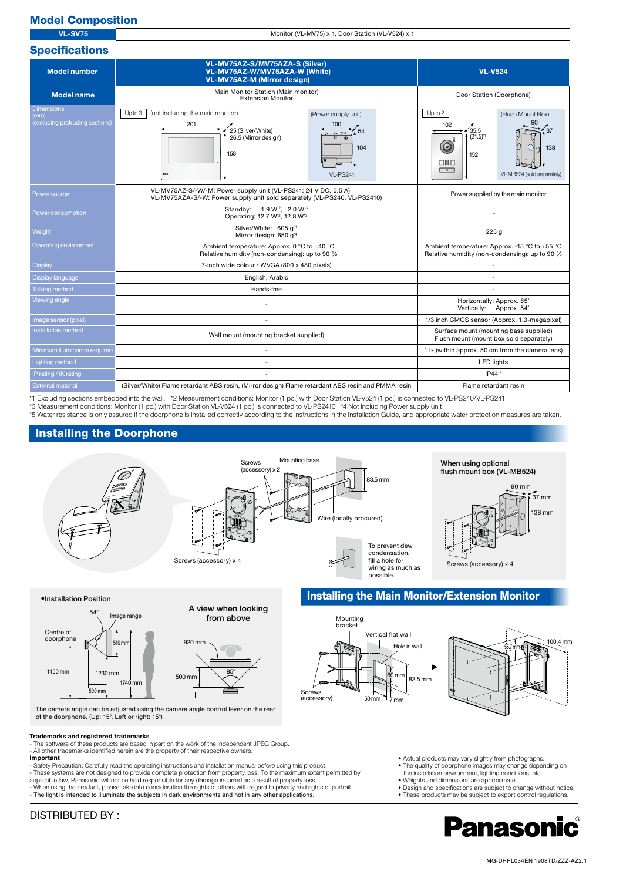## Model Composition

| VL-SV75 | Monitor (VL-MV75) x 1, Door Station (VL-V524) x 1 |
|---|---|

## Specifications

| Model number | VL-MV75AZ-S/MV75AZA-S (Silver)<br>VL-MV75AZ-W/MV75AZA-W (White)<br>VL-MV75AZ-M (Mirror design) | VL-V524 |
|---|---|---|
| Model name | Main Monitor Station (Main monitor)<br>Extension Monitor | Door Station (Doorphone) |
| Dimensions (mm) (excluding protruding sections) | Up to 3 (not including the main monitor)<br>201, 25 (Silver/White), 26.5 (Mirror design), 158<br>(Power supply unit) 100, 54, 104 VL-PS241 | Up to 2<br>102, 35.5 (21.5)*1, 152<br>(Flush Mount Box) 90, 37, 138 VL-MB524 (sold separately) |
| Power source | VL-MV75AZ-S/-W/-M: Power supply unit (VL-PS241: 24 V DC, 0.5 A)<br>VL-MV75AZA-S/-W: Power supply unit sold separately (VL-PS240, VL-PS2410) | Power supplied by the main monitor |
| Power consumption | Standby: 1.9 W*2, 2.0 W*3<br>Operating: 12.7 W*2, 12.8 W*3 | - |
| Weight | Silver/White: 605 g*4<br>Mirror design: 650 g*4 | 225 g |
| Operating environment | Ambient temperature: Approx. 0 °C to +40 °C<br>Relative humidity (non-condensing): up to 90 % | Ambient temperature: Approx. -15 °C to +55 °C<br>Relative humidity (non-condensing): up to 90 % |
| Display | 7-inch wide colour / WVGA (800 x 480 pixels) | - |
| Display language | English, Arabic | - |
| Talking method | Hands-free | - |
| Viewing angle | - | Horizontally: Approx. 85°<br>Vertically: Approx. 54° |
| Image sensor (pixel) | - | 1/3 inch CMOS sensor (Approx. 1.3-megapixel) |
| Installation method | Wall mount (mounting bracket supplied) | Surface mount (mounting base supplied)<br>Flush mount (mount box sold separately) |
| Minimum illuminance required | - | 1 lx (within approx. 50 cm from the camera lens) |
| Lighting method | - | LED lights |
| IP rating / IK rating | - | IP44*5 |
| External material | (Silver/White) Flame retardant ABS resin, (Mirror design) Flame retardant ABS resin and PMMA resin | Flame retardant resin |

*1 Excluding sections embedded into the wall. *2 Measurement conditions: Monitor (1 pc.) with Door Station VL-V524 (1 pc.) is connected to VL-PS240/VL-PS241
*3 Measurement conditions: Monitor (1 pc.) with Door Station VL-V524 (1 pc.) is connected to VL-PS2410 *4 Not including Power supply unit
*5 Water resistance is only assured if the doorphone is installed correctly according to the instructions in the Installation Guide, and appropriate water protection measures are taken.

## Installing the Doorphone

Screws (accessory) x 2
Mounting base
83.5 mm
Wire (locally procured)
Screws (accessory) x 4
To prevent dew condensation, fill a hole for wiring as much as possible.

When using optional flush mount box (VL-MB524)
90 mm
37 mm
138 mm
Screws (accessory) x 4

•Installation Position

54°
Image range
Centre of doorphone
510 mm
1450 mm
1230 mm
1740 mm
500 mm

A view when looking from above
920 mm
500 mm
85°

The camera angle can be adjusted using the camera angle control lever on the rear of the doorphone. (Up: 15°, Left or right: 15°)

## Installing the Main Monitor/Extension Monitor

Mounting bracket
Vertical flat wall
Hole in wall
Screws (accessory)
60 mm
83.5 mm
50 mm
7 mm
55.7 mm
100.4 mm

**Trademarks and registered trademarks**
- The software of these products are based in part on the work of the Independent JPEG Group.
- All other trademarks identified herein are the property of their respective owners.

**Important**
- Safety Precaution: Carefully read the operating instructions and installation manual before using this product.
- These systems are not designed to provide complete protection from property loss. To the maximum extent permitted by applicable law, Panasonic will not be held responsible for any damage incurred as a result of property loss.
- When using the product, please take into consideration the rights of others with regard to privacy and rights of portrait.
- The light is intended to illuminate the subjects in dark environments and not in any other applications.

- Actual products may vary slightly from photographs.
- The quality of doorphone images may change depending on the installation environment, lighting conditions, etc.
- Weights and dimensions are approximate.
- Design and specifications are subject to change without notice.
- These products may be subject to export control regulations.

DISTRIBUTED BY :

Panasonic®

MG-DHPL034EN 1908TD/ZZZ-AZ2.1